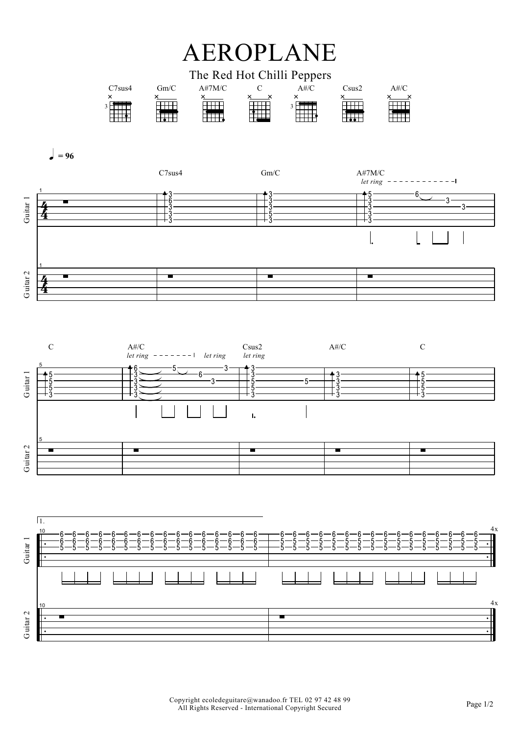# AEROPLANE

The Red Hot Chilli Peppers

C7sus4 Gm/C A#7M/C C A#/C Csus2 A#/C

♩ = 96

C7sus4 Gm/C A#7M/C

*let ring*

Guitar 1

Guitar 2

C A#/C Csus2 A#/C C

*let ring* *let ring* *let ring*

Guitar 1

Guitar 2

1.

4x

Guitar 1

Guitar 2

Copyright ecoledeguitare@wanadoo.fr TEL 02 97 42 48 99
All Rights Reserved - International Copyright Secured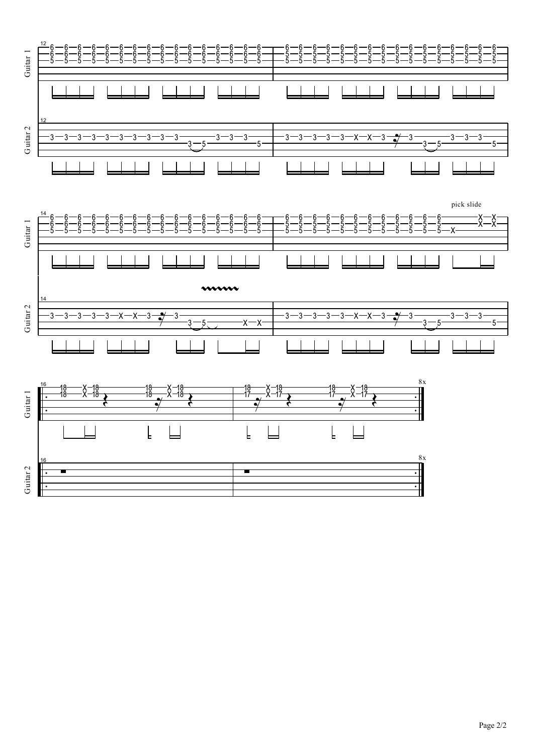Guitar 1

Guitar 2

pick slide

8x